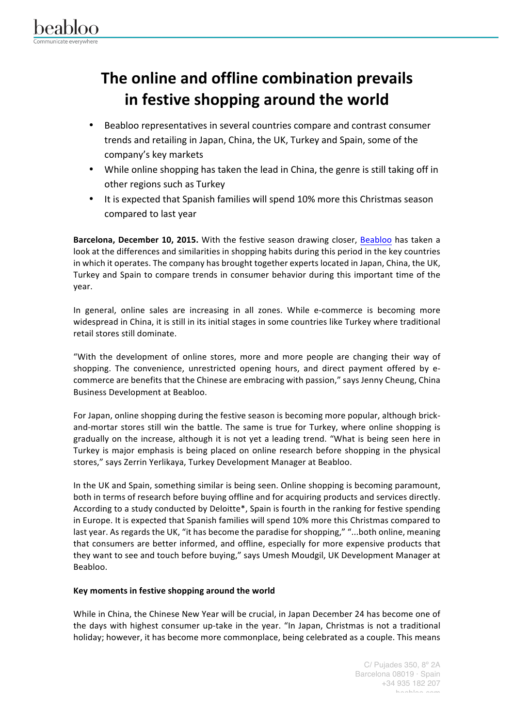# The online and offline combination prevails in festive shopping around the world

- Beabloo representatives in several countries compare and contrast consumer trends and retailing in Japan, China, the UK, Turkey and Spain, some of the company's key markets
- While online shopping has taken the lead in China, the genre is still taking off in other regions such as Turkey
- It is expected that Spanish families will spend 10% more this Christmas season compared to last year

**Barcelona, December 10, 2015.** With the festive season drawing closer, Beabloo has taken a look at the differences and similarities in shopping habits during this period in the key countries in which it operates. The company has brought together experts located in Japan, China, the UK, Turkey and Spain to compare trends in consumer behavior during this important time of the year.

In general, online sales are increasing in all zones. While e-commerce is becoming more widespread in China, it is still in its initial stages in some countries like Turkey where traditional retail stores still dominate.

"With the development of online stores, more and more people are changing their way of shopping. The convenience, unrestricted opening hours, and direct payment offered by e-commerce are benefits that the Chinese are embracing with passion," says Jenny Cheung, China Business Development at Beabloo.

For Japan, online shopping during the festive season is becoming more popular, although brick-and-mortar stores still win the battle. The same is true for Turkey, where online shopping is gradually on the increase, although it is not yet a leading trend. "What is being seen here in Turkey is major emphasis is being placed on online research before shopping in the physical stores," says Zerrin Yerlikaya, Turkey Development Manager at Beabloo.

In the UK and Spain, something similar is being seen. Online shopping is becoming paramount, both in terms of research before buying offline and for acquiring products and services directly. According to a study conducted by Deloitte*, Spain is fourth in the ranking for festive spending in Europe. It is expected that Spanish families will spend 10% more this Christmas compared to last year. As regards the UK, "it has become the paradise for shopping," "...both online, meaning that consumers are better informed, and offline, especially for more expensive products that they want to see and touch before buying," says Umesh Moudgil, UK Development Manager at Beabloo.

**Key moments in festive shopping around the world**

While in China, the Chinese New Year will be crucial, in Japan December 24 has become one of the days with highest consumer up-take in the year. "In Japan, Christmas is not a traditional holiday; however, it has become more commonplace, being celebrated as a couple. This means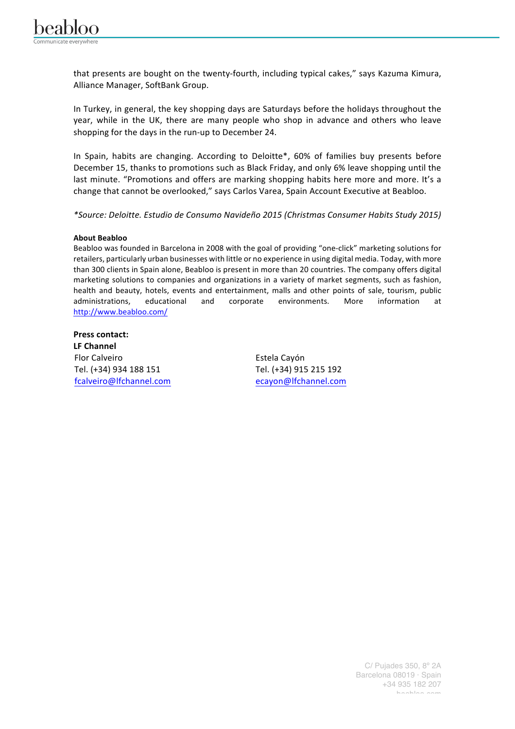that presents are bought on the twenty-fourth, including typical cakes," says Kazuma Kimura, Alliance Manager, SoftBank Group.

In Turkey, in general, the key shopping days are Saturdays before the holidays throughout the year, while in the UK, there are many people who shop in advance and others who leave shopping for the days in the run-up to December 24.

In Spain, habits are changing. According to Deloitte*, 60% of families buy presents before December 15, thanks to promotions such as Black Friday, and only 6% leave shopping until the last minute. "Promotions and offers are marking shopping habits here more and more. It's a change that cannot be overlooked," says Carlos Varea, Spain Account Executive at Beabloo.

*\*Source: Deloitte. Estudio de Consumo Navideño 2015 (Christmas Consumer Habits Study 2015)*

**About Beabloo**

Beabloo was founded in Barcelona in 2008 with the goal of providing "one-click" marketing solutions for retailers, particularly urban businesses with little or no experience in using digital media. Today, with more than 300 clients in Spain alone, Beabloo is present in more than 20 countries. The company offers digital marketing solutions to companies and organizations in a variety of market segments, such as fashion, health and beauty, hotels, events and entertainment, malls and other points of sale, tourism, public administrations, educational and corporate environments. More information at http://www.beabloo.com/

**Press contact:**
**LF Channel**

Flor Calveiro
Tel. (+34) 934 188 151
fcalveiro@lfchannel.com

Estela Cayón
Tel. (+34) 915 215 192
ecayon@lfchannel.com

C/ Pujades 350, 8º 2A
Barcelona 08019 · Spain
+34 935 182 207
beabloo.com